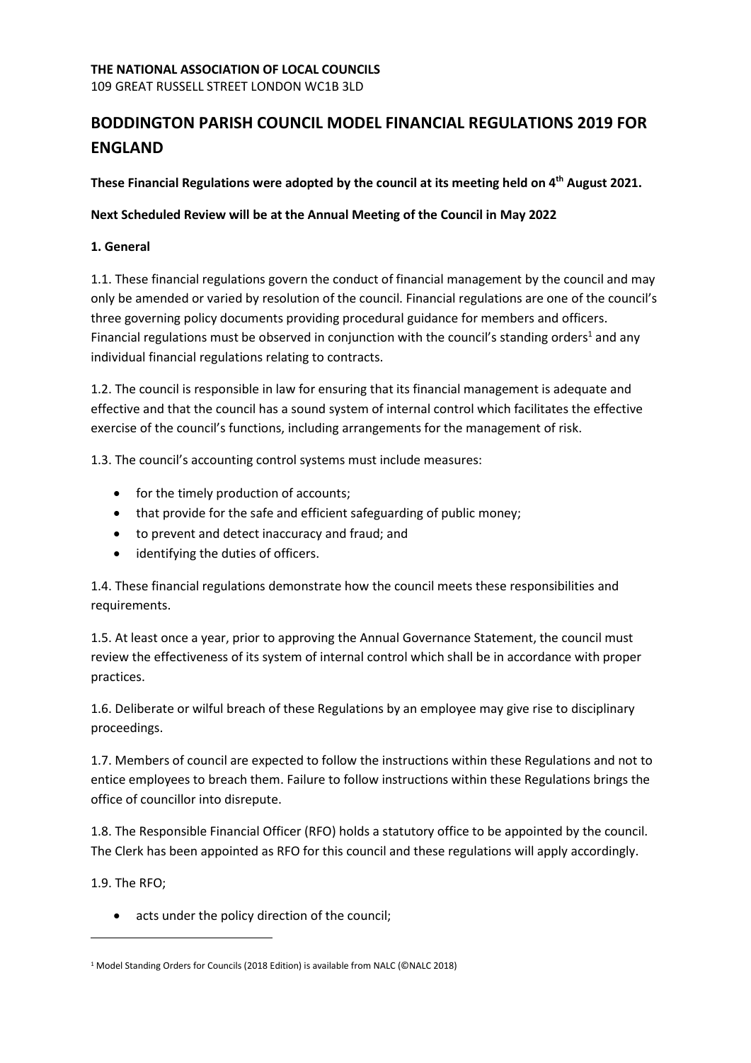**THE NATIONAL ASSOCIATION OF LOCAL COUNCILS**
109 GREAT RUSSELL STREET LONDON WC1B 3LD

# BODDINGTON PARISH COUNCIL MODEL FINANCIAL REGULATIONS 2019 FOR ENGLAND

**These Financial Regulations were adopted by the council at its meeting held on 4th August 2021.**

**Next Scheduled Review will be at the Annual Meeting of the Council in May 2022**

## 1. General

1.1. These financial regulations govern the conduct of financial management by the council and may only be amended or varied by resolution of the council. Financial regulations are one of the council's three governing policy documents providing procedural guidance for members and officers. Financial regulations must be observed in conjunction with the council's standing orders[1] and any individual financial regulations relating to contracts.

1.2. The council is responsible in law for ensuring that its financial management is adequate and effective and that the council has a sound system of internal control which facilitates the effective exercise of the council's functions, including arrangements for the management of risk.

1.3. The council's accounting control systems must include measures:

- for the timely production of accounts;
- that provide for the safe and efficient safeguarding of public money;
- to prevent and detect inaccuracy and fraud; and
- identifying the duties of officers.

1.4. These financial regulations demonstrate how the council meets these responsibilities and requirements.

1.5. At least once a year, prior to approving the Annual Governance Statement, the council must review the effectiveness of its system of internal control which shall be in accordance with proper practices.

1.6. Deliberate or wilful breach of these Regulations by an employee may give rise to disciplinary proceedings.

1.7. Members of council are expected to follow the instructions within these Regulations and not to entice employees to breach them. Failure to follow instructions within these Regulations brings the office of councillor into disrepute.

1.8. The Responsible Financial Officer (RFO) holds a statutory office to be appointed by the council. The Clerk has been appointed as RFO for this council and these regulations will apply accordingly.

1.9. The RFO;

- acts under the policy direction of the council;

---

[1] Model Standing Orders for Councils (2018 Edition) is available from NALC (©NALC 2018)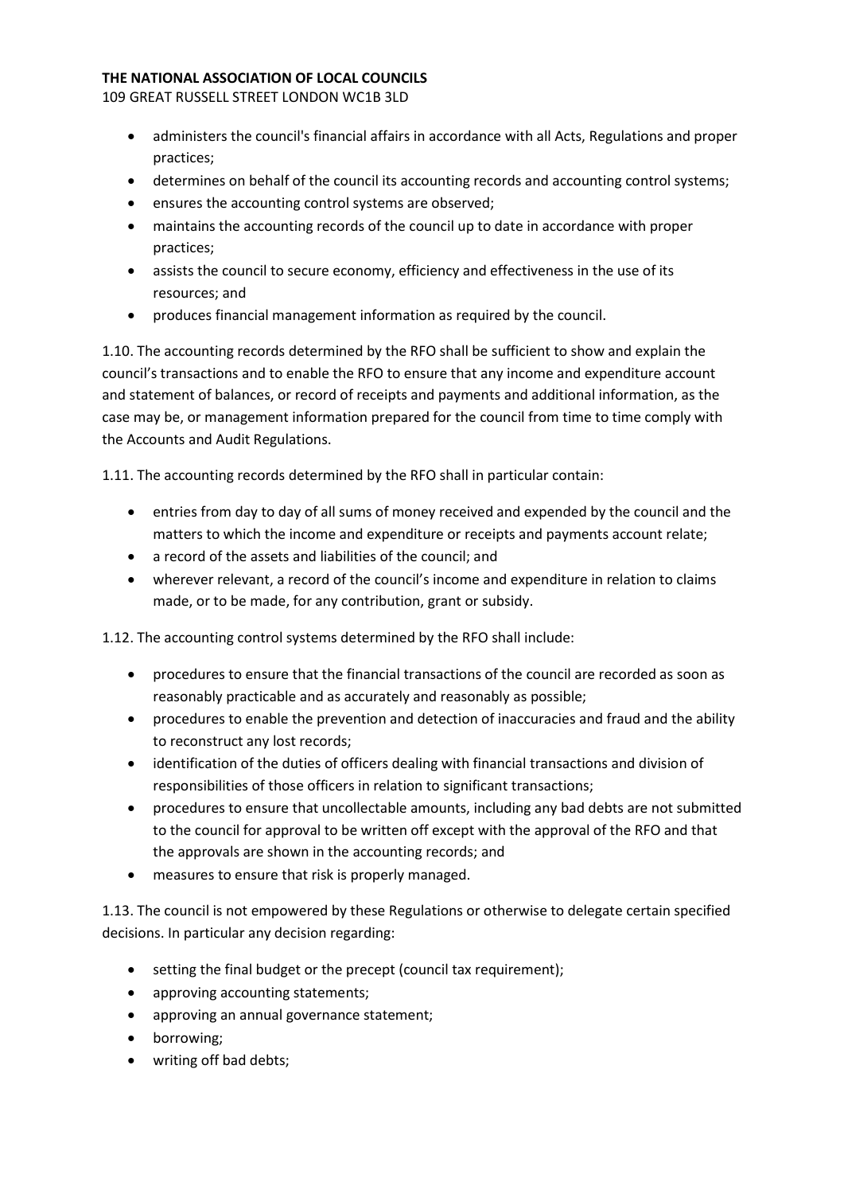- administers the council's financial affairs in accordance with all Acts, Regulations and proper practices;
- determines on behalf of the council its accounting records and accounting control systems;
- ensures the accounting control systems are observed;
- maintains the accounting records of the council up to date in accordance with proper practices;
- assists the council to secure economy, efficiency and effectiveness in the use of its resources; and
- produces financial management information as required by the council.

1.10. The accounting records determined by the RFO shall be sufficient to show and explain the council's transactions and to enable the RFO to ensure that any income and expenditure account and statement of balances, or record of receipts and payments and additional information, as the case may be, or management information prepared for the council from time to time comply with the Accounts and Audit Regulations.

1.11. The accounting records determined by the RFO shall in particular contain:

- entries from day to day of all sums of money received and expended by the council and the matters to which the income and expenditure or receipts and payments account relate;
- a record of the assets and liabilities of the council; and
- wherever relevant, a record of the council's income and expenditure in relation to claims made, or to be made, for any contribution, grant or subsidy.

1.12. The accounting control systems determined by the RFO shall include:

- procedures to ensure that the financial transactions of the council are recorded as soon as reasonably practicable and as accurately and reasonably as possible;
- procedures to enable the prevention and detection of inaccuracies and fraud and the ability to reconstruct any lost records;
- identification of the duties of officers dealing with financial transactions and division of responsibilities of those officers in relation to significant transactions;
- procedures to ensure that uncollectable amounts, including any bad debts are not submitted to the council for approval to be written off except with the approval of the RFO and that the approvals are shown in the accounting records; and
- measures to ensure that risk is properly managed.

1.13. The council is not empowered by these Regulations or otherwise to delegate certain specified decisions. In particular any decision regarding:

- setting the final budget or the precept (council tax requirement);
- approving accounting statements;
- approving an annual governance statement;
- borrowing;
- writing off bad debts;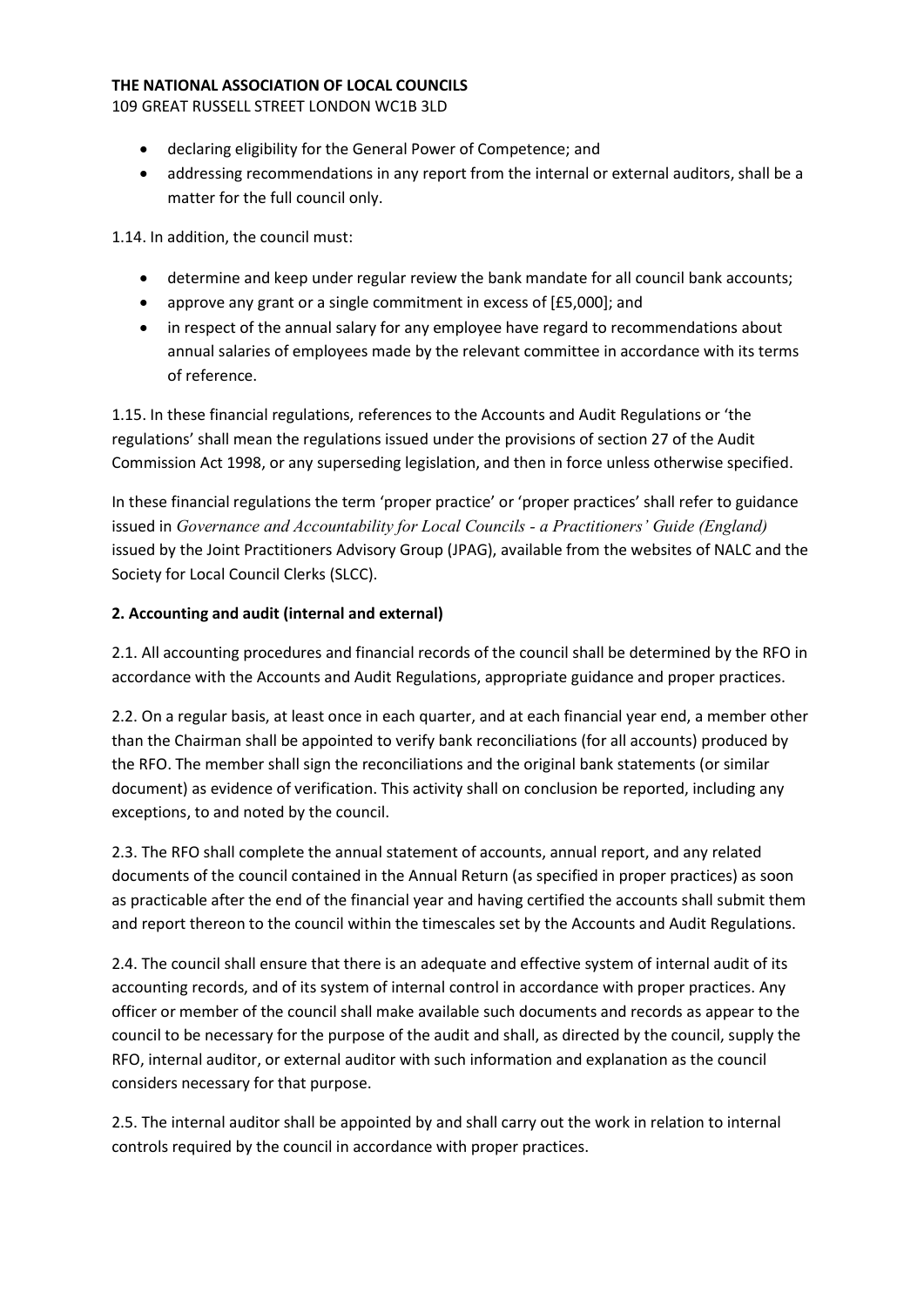- declaring eligibility for the General Power of Competence; and
- addressing recommendations in any report from the internal or external auditors, shall be a matter for the full council only.

1.14. In addition, the council must:

- determine and keep under regular review the bank mandate for all council bank accounts;
- approve any grant or a single commitment in excess of [£5,000]; and
- in respect of the annual salary for any employee have regard to recommendations about annual salaries of employees made by the relevant committee in accordance with its terms of reference.

1.15. In these financial regulations, references to the Accounts and Audit Regulations or 'the regulations' shall mean the regulations issued under the provisions of section 27 of the Audit Commission Act 1998, or any superseding legislation, and then in force unless otherwise specified.

In these financial regulations the term 'proper practice' or 'proper practices' shall refer to guidance issued in *Governance and Accountability for Local Councils - a Practitioners' Guide (England)* issued by the Joint Practitioners Advisory Group (JPAG), available from the websites of NALC and the Society for Local Council Clerks (SLCC).

**2. Accounting and audit (internal and external)**

2.1. All accounting procedures and financial records of the council shall be determined by the RFO in accordance with the Accounts and Audit Regulations, appropriate guidance and proper practices.

2.2. On a regular basis, at least once in each quarter, and at each financial year end, a member other than the Chairman shall be appointed to verify bank reconciliations (for all accounts) produced by the RFO. The member shall sign the reconciliations and the original bank statements (or similar document) as evidence of verification. This activity shall on conclusion be reported, including any exceptions, to and noted by the council.

2.3. The RFO shall complete the annual statement of accounts, annual report, and any related documents of the council contained in the Annual Return (as specified in proper practices) as soon as practicable after the end of the financial year and having certified the accounts shall submit them and report thereon to the council within the timescales set by the Accounts and Audit Regulations.

2.4. The council shall ensure that there is an adequate and effective system of internal audit of its accounting records, and of its system of internal control in accordance with proper practices. Any officer or member of the council shall make available such documents and records as appear to the council to be necessary for the purpose of the audit and shall, as directed by the council, supply the RFO, internal auditor, or external auditor with such information and explanation as the council considers necessary for that purpose.

2.5. The internal auditor shall be appointed by and shall carry out the work in relation to internal controls required by the council in accordance with proper practices.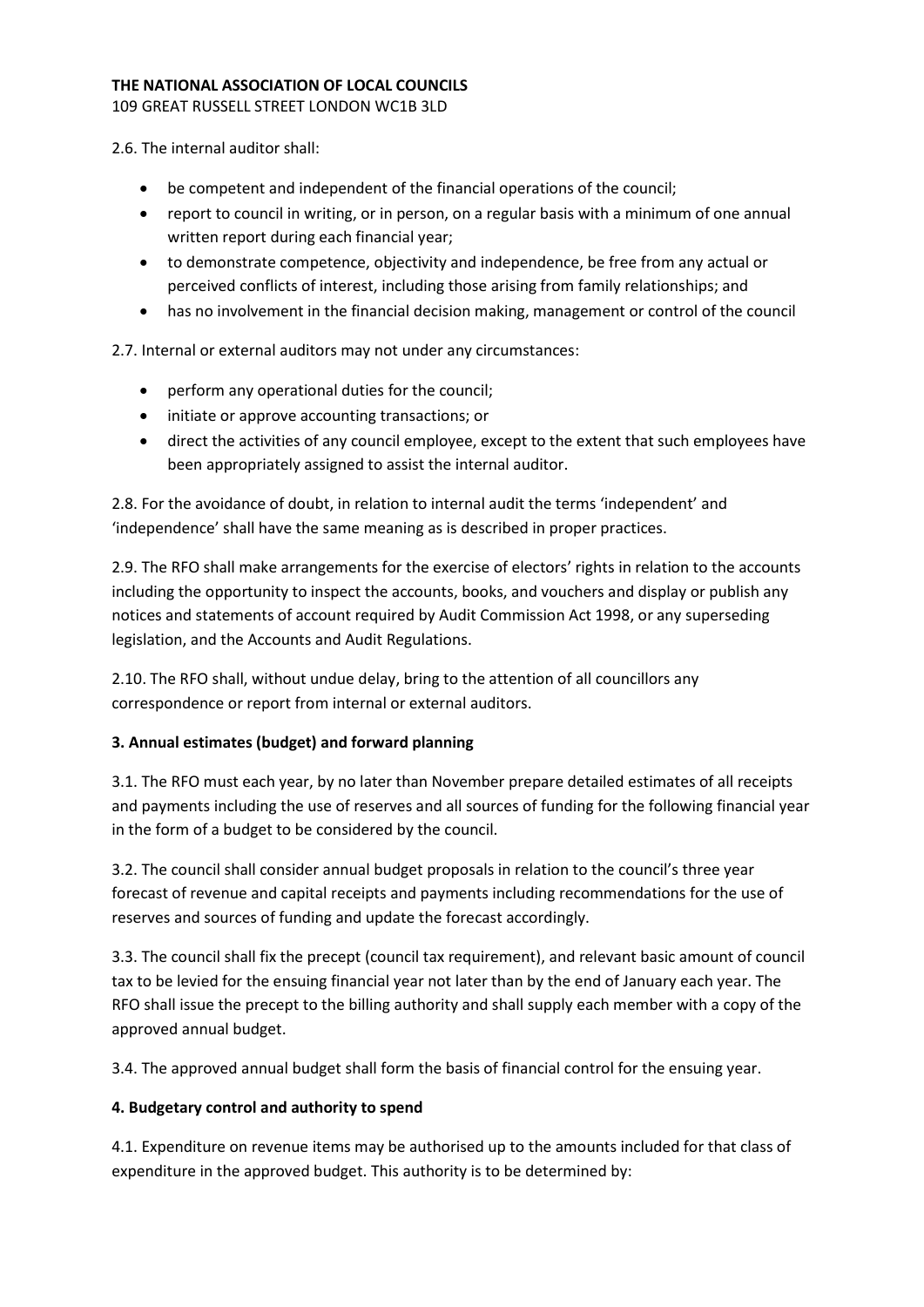2.6. The internal auditor shall:

- be competent and independent of the financial operations of the council;
- report to council in writing, or in person, on a regular basis with a minimum of one annual written report during each financial year;
- to demonstrate competence, objectivity and independence, be free from any actual or perceived conflicts of interest, including those arising from family relationships; and
- has no involvement in the financial decision making, management or control of the council

2.7. Internal or external auditors may not under any circumstances:

- perform any operational duties for the council;
- initiate or approve accounting transactions; or
- direct the activities of any council employee, except to the extent that such employees have been appropriately assigned to assist the internal auditor.

2.8. For the avoidance of doubt, in relation to internal audit the terms 'independent' and 'independence' shall have the same meaning as is described in proper practices.

2.9. The RFO shall make arrangements for the exercise of electors' rights in relation to the accounts including the opportunity to inspect the accounts, books, and vouchers and display or publish any notices and statements of account required by Audit Commission Act 1998, or any superseding legislation, and the Accounts and Audit Regulations.

2.10. The RFO shall, without undue delay, bring to the attention of all councillors any correspondence or report from internal or external auditors.

## 3. Annual estimates (budget) and forward planning

3.1. The RFO must each year, by no later than November prepare detailed estimates of all receipts and payments including the use of reserves and all sources of funding for the following financial year in the form of a budget to be considered by the council.

3.2. The council shall consider annual budget proposals in relation to the council's three year forecast of revenue and capital receipts and payments including recommendations for the use of reserves and sources of funding and update the forecast accordingly.

3.3. The council shall fix the precept (council tax requirement), and relevant basic amount of council tax to be levied for the ensuing financial year not later than by the end of January each year. The RFO shall issue the precept to the billing authority and shall supply each member with a copy of the approved annual budget.

3.4. The approved annual budget shall form the basis of financial control for the ensuing year.

## 4. Budgetary control and authority to spend

4.1. Expenditure on revenue items may be authorised up to the amounts included for that class of expenditure in the approved budget. This authority is to be determined by: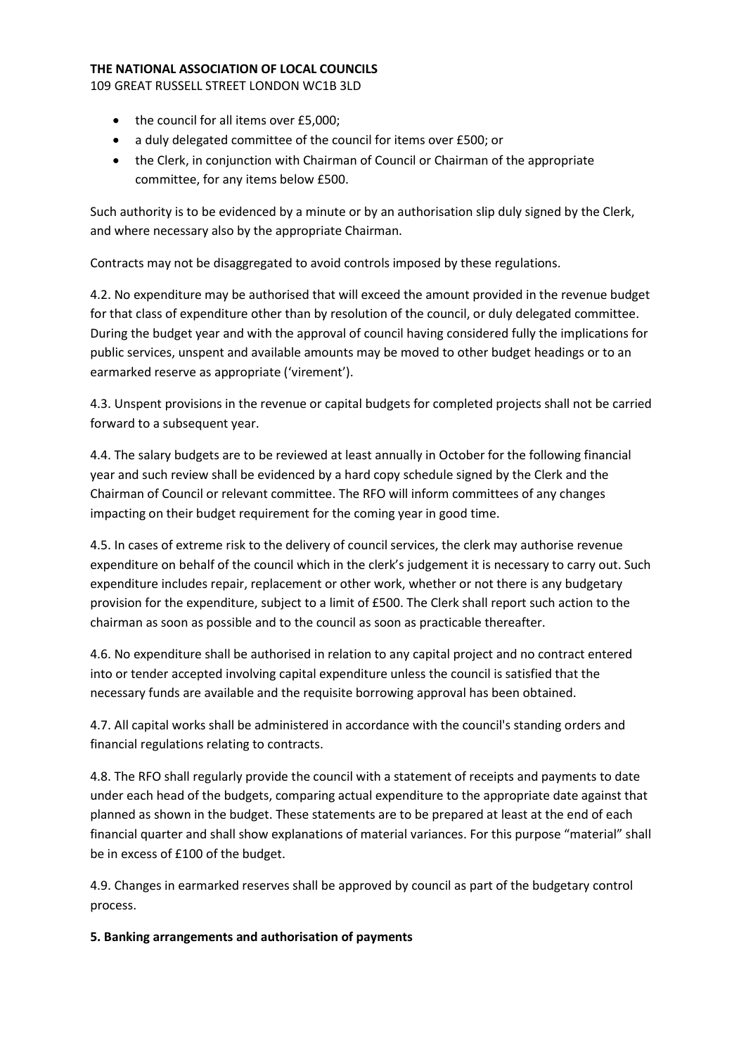- the council for all items over £5,000;
- a duly delegated committee of the council for items over £500; or
- the Clerk, in conjunction with Chairman of Council or Chairman of the appropriate committee, for any items below £500.

Such authority is to be evidenced by a minute or by an authorisation slip duly signed by the Clerk, and where necessary also by the appropriate Chairman.

Contracts may not be disaggregated to avoid controls imposed by these regulations.

4.2. No expenditure may be authorised that will exceed the amount provided in the revenue budget for that class of expenditure other than by resolution of the council, or duly delegated committee. During the budget year and with the approval of council having considered fully the implications for public services, unspent and available amounts may be moved to other budget headings or to an earmarked reserve as appropriate ('virement').

4.3. Unspent provisions in the revenue or capital budgets for completed projects shall not be carried forward to a subsequent year.

4.4. The salary budgets are to be reviewed at least annually in October for the following financial year and such review shall be evidenced by a hard copy schedule signed by the Clerk and the Chairman of Council or relevant committee. The RFO will inform committees of any changes impacting on their budget requirement for the coming year in good time.

4.5. In cases of extreme risk to the delivery of council services, the clerk may authorise revenue expenditure on behalf of the council which in the clerk's judgement it is necessary to carry out. Such expenditure includes repair, replacement or other work, whether or not there is any budgetary provision for the expenditure, subject to a limit of £500. The Clerk shall report such action to the chairman as soon as possible and to the council as soon as practicable thereafter.

4.6. No expenditure shall be authorised in relation to any capital project and no contract entered into or tender accepted involving capital expenditure unless the council is satisfied that the necessary funds are available and the requisite borrowing approval has been obtained.

4.7. All capital works shall be administered in accordance with the council's standing orders and financial regulations relating to contracts.

4.8. The RFO shall regularly provide the council with a statement of receipts and payments to date under each head of the budgets, comparing actual expenditure to the appropriate date against that planned as shown in the budget. These statements are to be prepared at least at the end of each financial quarter and shall show explanations of material variances. For this purpose "material" shall be in excess of £100 of the budget.

4.9. Changes in earmarked reserves shall be approved by council as part of the budgetary control process.

## 5. Banking arrangements and authorisation of payments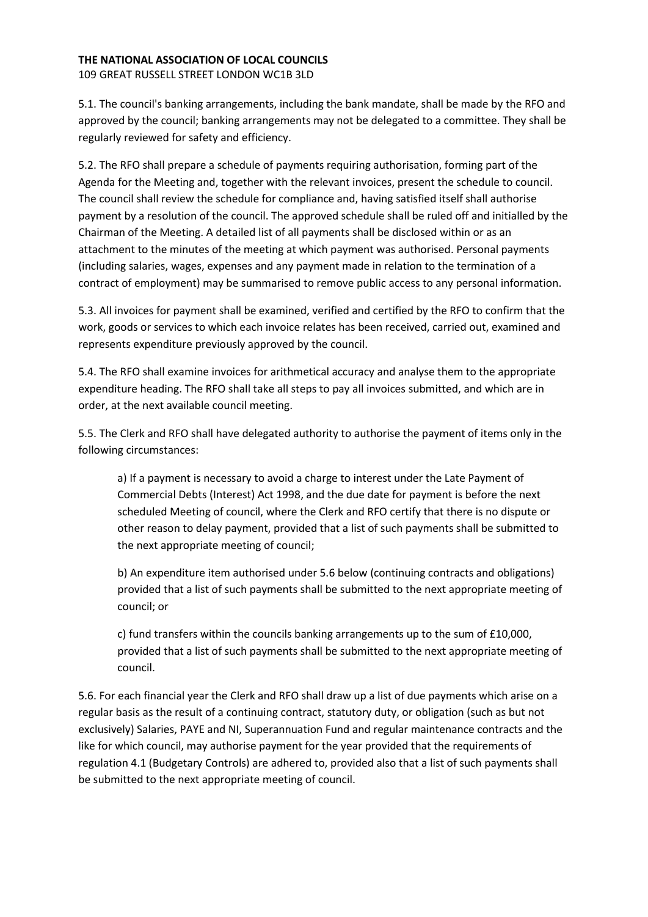5.1. The council's banking arrangements, including the bank mandate, shall be made by the RFO and approved by the council; banking arrangements may not be delegated to a committee. They shall be regularly reviewed for safety and efficiency.

5.2. The RFO shall prepare a schedule of payments requiring authorisation, forming part of the Agenda for the Meeting and, together with the relevant invoices, present the schedule to council. The council shall review the schedule for compliance and, having satisfied itself shall authorise payment by a resolution of the council. The approved schedule shall be ruled off and initialled by the Chairman of the Meeting. A detailed list of all payments shall be disclosed within or as an attachment to the minutes of the meeting at which payment was authorised. Personal payments (including salaries, wages, expenses and any payment made in relation to the termination of a contract of employment) may be summarised to remove public access to any personal information.

5.3. All invoices for payment shall be examined, verified and certified by the RFO to confirm that the work, goods or services to which each invoice relates has been received, carried out, examined and represents expenditure previously approved by the council.

5.4. The RFO shall examine invoices for arithmetical accuracy and analyse them to the appropriate expenditure heading. The RFO shall take all steps to pay all invoices submitted, and which are in order, at the next available council meeting.

5.5. The Clerk and RFO shall have delegated authority to authorise the payment of items only in the following circumstances:

> a) If a payment is necessary to avoid a charge to interest under the Late Payment of Commercial Debts (Interest) Act 1998, and the due date for payment is before the next scheduled Meeting of council, where the Clerk and RFO certify that there is no dispute or other reason to delay payment, provided that a list of such payments shall be submitted to the next appropriate meeting of council;
>
> b) An expenditure item authorised under 5.6 below (continuing contracts and obligations) provided that a list of such payments shall be submitted to the next appropriate meeting of council; or
>
> c) fund transfers within the councils banking arrangements up to the sum of £10,000, provided that a list of such payments shall be submitted to the next appropriate meeting of council.

5.6. For each financial year the Clerk and RFO shall draw up a list of due payments which arise on a regular basis as the result of a continuing contract, statutory duty, or obligation (such as but not exclusively) Salaries, PAYE and NI, Superannuation Fund and regular maintenance contracts and the like for which council, may authorise payment for the year provided that the requirements of regulation 4.1 (Budgetary Controls) are adhered to, provided also that a list of such payments shall be submitted to the next appropriate meeting of council.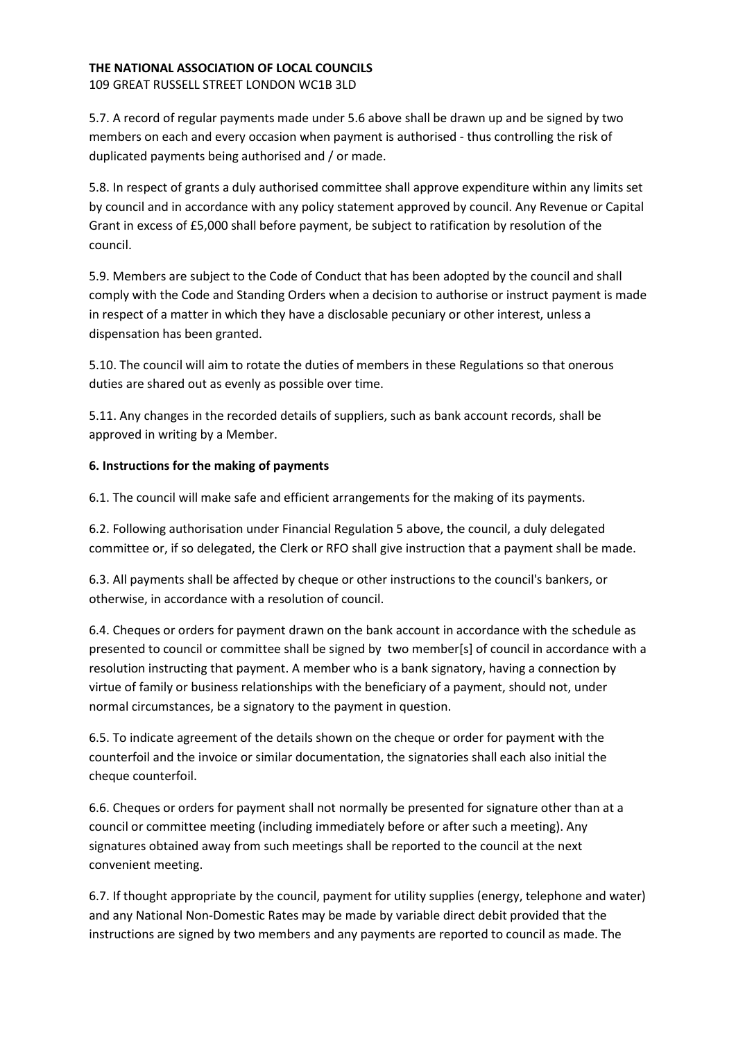5.7. A record of regular payments made under 5.6 above shall be drawn up and be signed by two members on each and every occasion when payment is authorised - thus controlling the risk of duplicated payments being authorised and / or made.

5.8. In respect of grants a duly authorised committee shall approve expenditure within any limits set by council and in accordance with any policy statement approved by council. Any Revenue or Capital Grant in excess of £5,000 shall before payment, be subject to ratification by resolution of the council.

5.9. Members are subject to the Code of Conduct that has been adopted by the council and shall comply with the Code and Standing Orders when a decision to authorise or instruct payment is made in respect of a matter in which they have a disclosable pecuniary or other interest, unless a dispensation has been granted.

5.10. The council will aim to rotate the duties of members in these Regulations so that onerous duties are shared out as evenly as possible over time.

5.11. Any changes in the recorded details of suppliers, such as bank account records, shall be approved in writing by a Member.

**6. Instructions for the making of payments**

6.1. The council will make safe and efficient arrangements for the making of its payments.

6.2. Following authorisation under Financial Regulation 5 above, the council, a duly delegated committee or, if so delegated, the Clerk or RFO shall give instruction that a payment shall be made.

6.3. All payments shall be affected by cheque or other instructions to the council's bankers, or otherwise, in accordance with a resolution of council.

6.4. Cheques or orders for payment drawn on the bank account in accordance with the schedule as presented to council or committee shall be signed by two member[s] of council in accordance with a resolution instructing that payment. A member who is a bank signatory, having a connection by virtue of family or business relationships with the beneficiary of a payment, should not, under normal circumstances, be a signatory to the payment in question.

6.5. To indicate agreement of the details shown on the cheque or order for payment with the counterfoil and the invoice or similar documentation, the signatories shall each also initial the cheque counterfoil.

6.6. Cheques or orders for payment shall not normally be presented for signature other than at a council or committee meeting (including immediately before or after such a meeting). Any signatures obtained away from such meetings shall be reported to the council at the next convenient meeting.

6.7. If thought appropriate by the council, payment for utility supplies (energy, telephone and water) and any National Non-Domestic Rates may be made by variable direct debit provided that the instructions are signed by two members and any payments are reported to council as made. The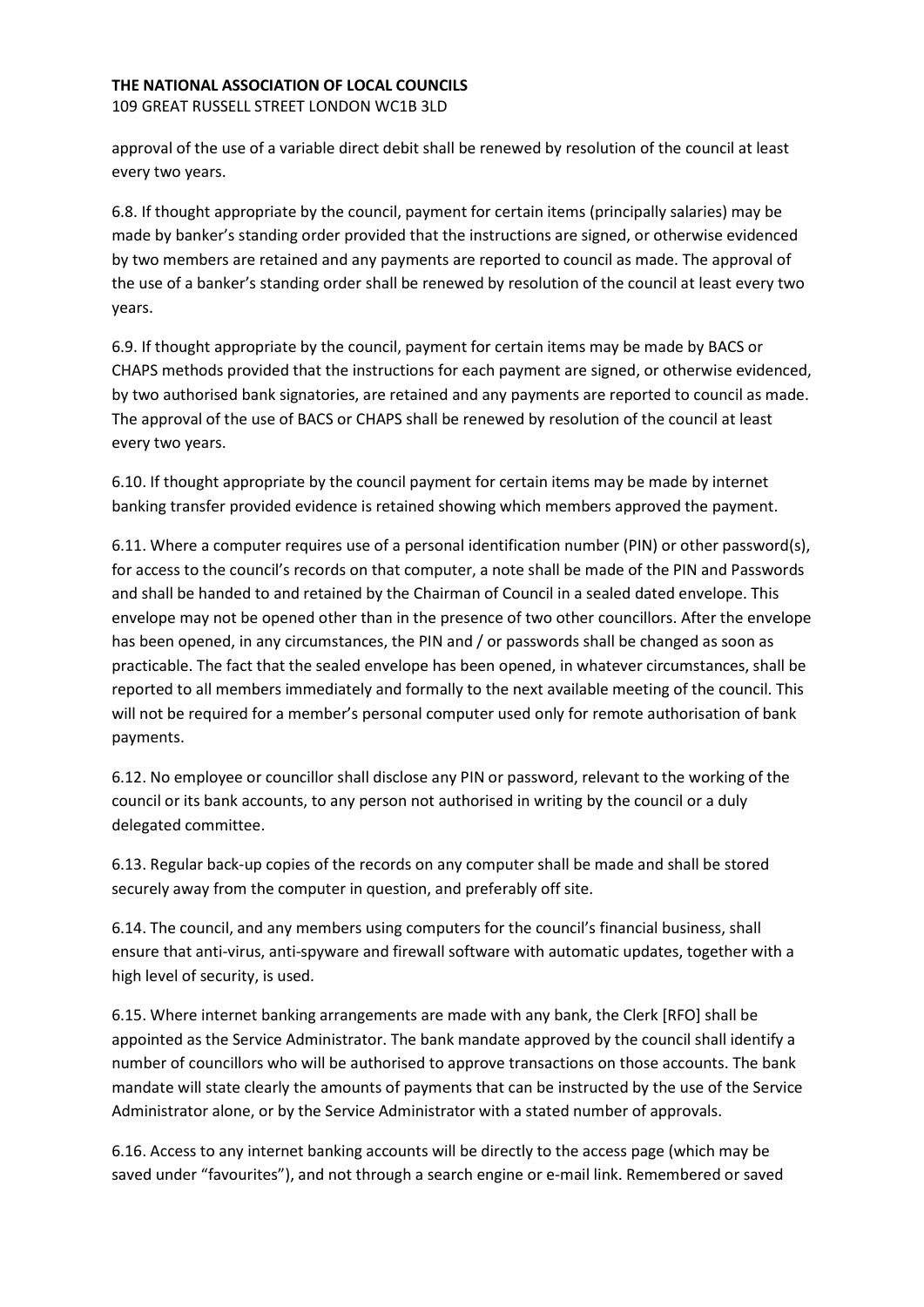approval of the use of a variable direct debit shall be renewed by resolution of the council at least every two years.

6.8. If thought appropriate by the council, payment for certain items (principally salaries) may be made by banker's standing order provided that the instructions are signed, or otherwise evidenced by two members are retained and any payments are reported to council as made. The approval of the use of a banker's standing order shall be renewed by resolution of the council at least every two years.

6.9. If thought appropriate by the council, payment for certain items may be made by BACS or CHAPS methods provided that the instructions for each payment are signed, or otherwise evidenced, by two authorised bank signatories, are retained and any payments are reported to council as made. The approval of the use of BACS or CHAPS shall be renewed by resolution of the council at least every two years.

6.10. If thought appropriate by the council payment for certain items may be made by internet banking transfer provided evidence is retained showing which members approved the payment.

6.11. Where a computer requires use of a personal identification number (PIN) or other password(s), for access to the council's records on that computer, a note shall be made of the PIN and Passwords and shall be handed to and retained by the Chairman of Council in a sealed dated envelope. This envelope may not be opened other than in the presence of two other councillors. After the envelope has been opened, in any circumstances, the PIN and / or passwords shall be changed as soon as practicable. The fact that the sealed envelope has been opened, in whatever circumstances, shall be reported to all members immediately and formally to the next available meeting of the council. This will not be required for a member's personal computer used only for remote authorisation of bank payments.

6.12. No employee or councillor shall disclose any PIN or password, relevant to the working of the council or its bank accounts, to any person not authorised in writing by the council or a duly delegated committee.

6.13. Regular back-up copies of the records on any computer shall be made and shall be stored securely away from the computer in question, and preferably off site.

6.14. The council, and any members using computers for the council's financial business, shall ensure that anti-virus, anti-spyware and firewall software with automatic updates, together with a high level of security, is used.

6.15. Where internet banking arrangements are made with any bank, the Clerk [RFO] shall be appointed as the Service Administrator. The bank mandate approved by the council shall identify a number of councillors who will be authorised to approve transactions on those accounts. The bank mandate will state clearly the amounts of payments that can be instructed by the use of the Service Administrator alone, or by the Service Administrator with a stated number of approvals.

6.16. Access to any internet banking accounts will be directly to the access page (which may be saved under "favourites"), and not through a search engine or e-mail link. Remembered or saved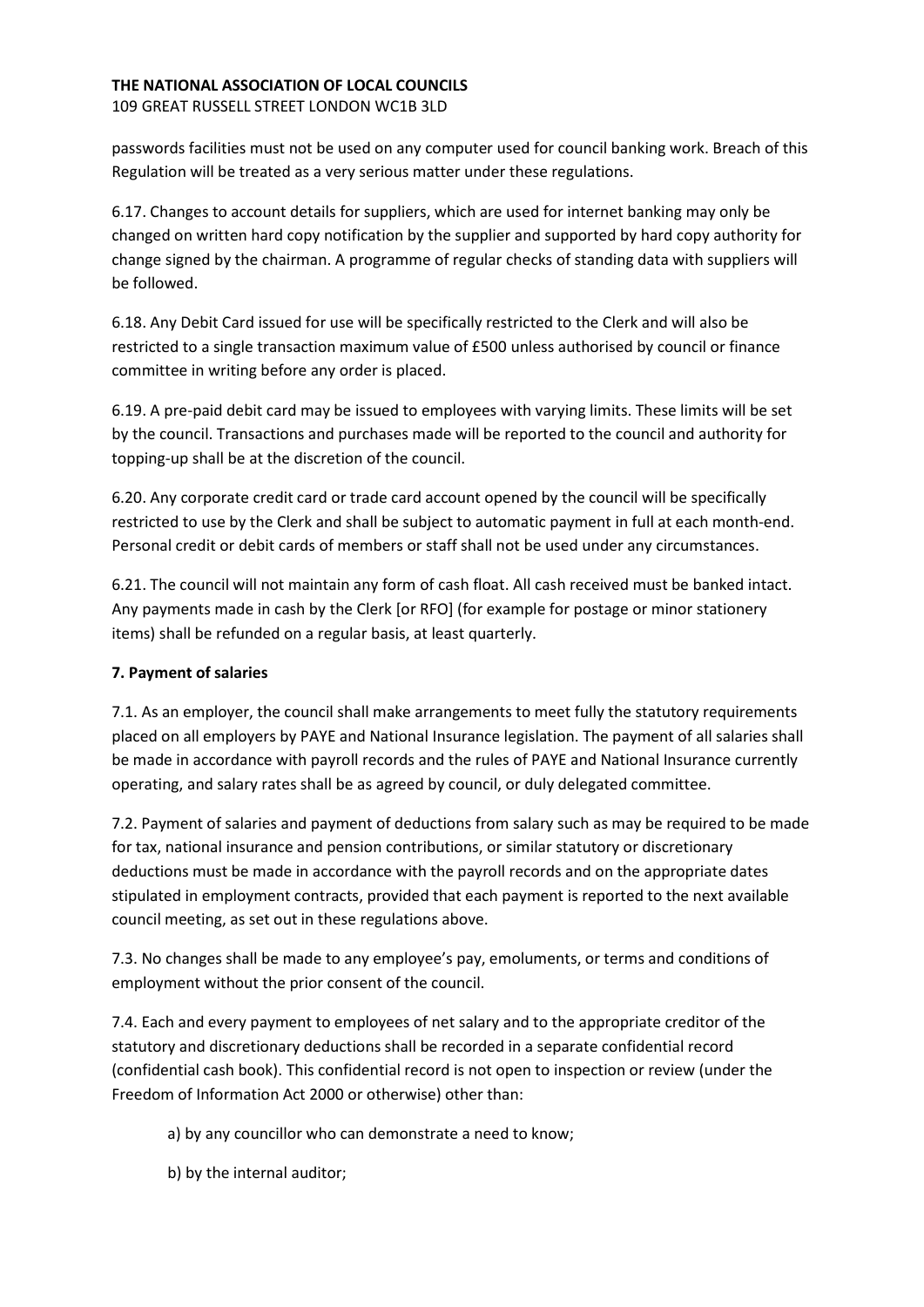passwords facilities must not be used on any computer used for council banking work. Breach of this Regulation will be treated as a very serious matter under these regulations.

6.17. Changes to account details for suppliers, which are used for internet banking may only be changed on written hard copy notification by the supplier and supported by hard copy authority for change signed by the chairman. A programme of regular checks of standing data with suppliers will be followed.

6.18. Any Debit Card issued for use will be specifically restricted to the Clerk and will also be restricted to a single transaction maximum value of £500 unless authorised by council or finance committee in writing before any order is placed.

6.19. A pre-paid debit card may be issued to employees with varying limits. These limits will be set by the council. Transactions and purchases made will be reported to the council and authority for topping-up shall be at the discretion of the council.

6.20. Any corporate credit card or trade card account opened by the council will be specifically restricted to use by the Clerk and shall be subject to automatic payment in full at each month-end. Personal credit or debit cards of members or staff shall not be used under any circumstances.

6.21. The council will not maintain any form of cash float. All cash received must be banked intact. Any payments made in cash by the Clerk [or RFO] (for example for postage or minor stationery items) shall be refunded on a regular basis, at least quarterly.

**7. Payment of salaries**

7.1. As an employer, the council shall make arrangements to meet fully the statutory requirements placed on all employers by PAYE and National Insurance legislation. The payment of all salaries shall be made in accordance with payroll records and the rules of PAYE and National Insurance currently operating, and salary rates shall be as agreed by council, or duly delegated committee.

7.2. Payment of salaries and payment of deductions from salary such as may be required to be made for tax, national insurance and pension contributions, or similar statutory or discretionary deductions must be made in accordance with the payroll records and on the appropriate dates stipulated in employment contracts, provided that each payment is reported to the next available council meeting, as set out in these regulations above.

7.3. No changes shall be made to any employee's pay, emoluments, or terms and conditions of employment without the prior consent of the council.

7.4. Each and every payment to employees of net salary and to the appropriate creditor of the statutory and discretionary deductions shall be recorded in a separate confidential record (confidential cash book). This confidential record is not open to inspection or review (under the Freedom of Information Act 2000 or otherwise) other than:

a) by any councillor who can demonstrate a need to know;

b) by the internal auditor;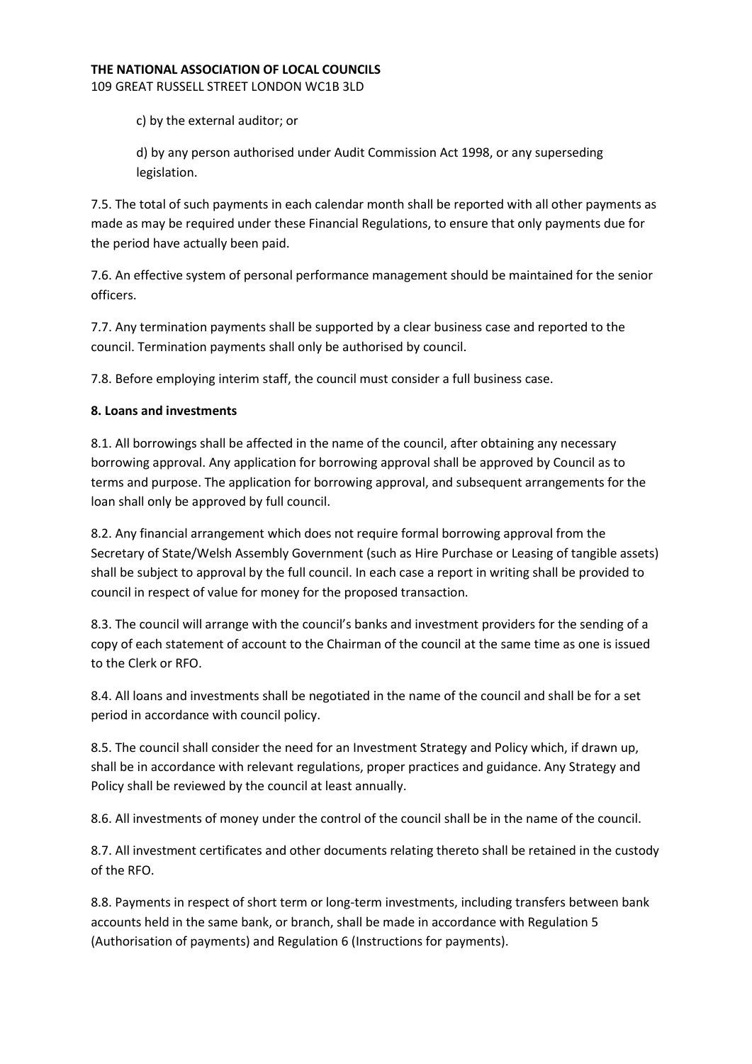c) by the external auditor; or

d) by any person authorised under Audit Commission Act 1998, or any superseding legislation.

7.5. The total of such payments in each calendar month shall be reported with all other payments as made as may be required under these Financial Regulations, to ensure that only payments due for the period have actually been paid.

7.6. An effective system of personal performance management should be maintained for the senior officers.

7.7. Any termination payments shall be supported by a clear business case and reported to the council. Termination payments shall only be authorised by council.

7.8. Before employing interim staff, the council must consider a full business case.

**8. Loans and investments**

8.1. All borrowings shall be affected in the name of the council, after obtaining any necessary borrowing approval. Any application for borrowing approval shall be approved by Council as to terms and purpose. The application for borrowing approval, and subsequent arrangements for the loan shall only be approved by full council.

8.2. Any financial arrangement which does not require formal borrowing approval from the Secretary of State/Welsh Assembly Government (such as Hire Purchase or Leasing of tangible assets) shall be subject to approval by the full council. In each case a report in writing shall be provided to council in respect of value for money for the proposed transaction.

8.3. The council will arrange with the council's banks and investment providers for the sending of a copy of each statement of account to the Chairman of the council at the same time as one is issued to the Clerk or RFO.

8.4. All loans and investments shall be negotiated in the name of the council and shall be for a set period in accordance with council policy.

8.5. The council shall consider the need for an Investment Strategy and Policy which, if drawn up, shall be in accordance with relevant regulations, proper practices and guidance. Any Strategy and Policy shall be reviewed by the council at least annually.

8.6. All investments of money under the control of the council shall be in the name of the council.

8.7. All investment certificates and other documents relating thereto shall be retained in the custody of the RFO.

8.8. Payments in respect of short term or long-term investments, including transfers between bank accounts held in the same bank, or branch, shall be made in accordance with Regulation 5 (Authorisation of payments) and Regulation 6 (Instructions for payments).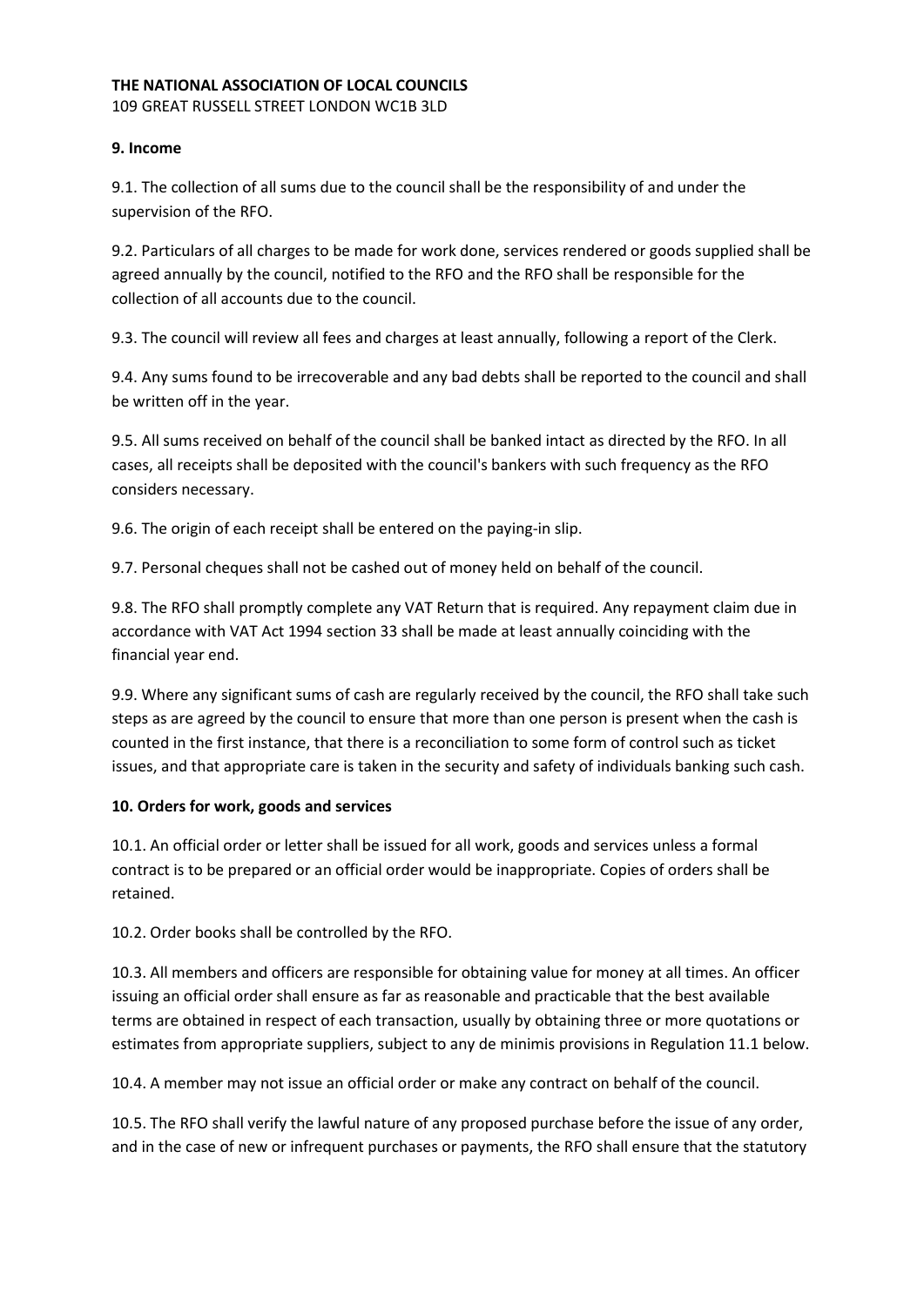**THE NATIONAL ASSOCIATION OF LOCAL COUNCILS**
109 GREAT RUSSELL STREET LONDON WC1B 3LD

**9. Income**

9.1. The collection of all sums due to the council shall be the responsibility of and under the supervision of the RFO.

9.2. Particulars of all charges to be made for work done, services rendered or goods supplied shall be agreed annually by the council, notified to the RFO and the RFO shall be responsible for the collection of all accounts due to the council.

9.3. The council will review all fees and charges at least annually, following a report of the Clerk.

9.4. Any sums found to be irrecoverable and any bad debts shall be reported to the council and shall be written off in the year.

9.5. All sums received on behalf of the council shall be banked intact as directed by the RFO. In all cases, all receipts shall be deposited with the council's bankers with such frequency as the RFO considers necessary.

9.6. The origin of each receipt shall be entered on the paying-in slip.

9.7. Personal cheques shall not be cashed out of money held on behalf of the council.

9.8. The RFO shall promptly complete any VAT Return that is required. Any repayment claim due in accordance with VAT Act 1994 section 33 shall be made at least annually coinciding with the financial year end.

9.9. Where any significant sums of cash are regularly received by the council, the RFO shall take such steps as are agreed by the council to ensure that more than one person is present when the cash is counted in the first instance, that there is a reconciliation to some form of control such as ticket issues, and that appropriate care is taken in the security and safety of individuals banking such cash.

**10. Orders for work, goods and services**

10.1. An official order or letter shall be issued for all work, goods and services unless a formal contract is to be prepared or an official order would be inappropriate. Copies of orders shall be retained.

10.2. Order books shall be controlled by the RFO.

10.3. All members and officers are responsible for obtaining value for money at all times. An officer issuing an official order shall ensure as far as reasonable and practicable that the best available terms are obtained in respect of each transaction, usually by obtaining three or more quotations or estimates from appropriate suppliers, subject to any de minimis provisions in Regulation 11.1 below.

10.4. A member may not issue an official order or make any contract on behalf of the council.

10.5. The RFO shall verify the lawful nature of any proposed purchase before the issue of any order, and in the case of new or infrequent purchases or payments, the RFO shall ensure that the statutory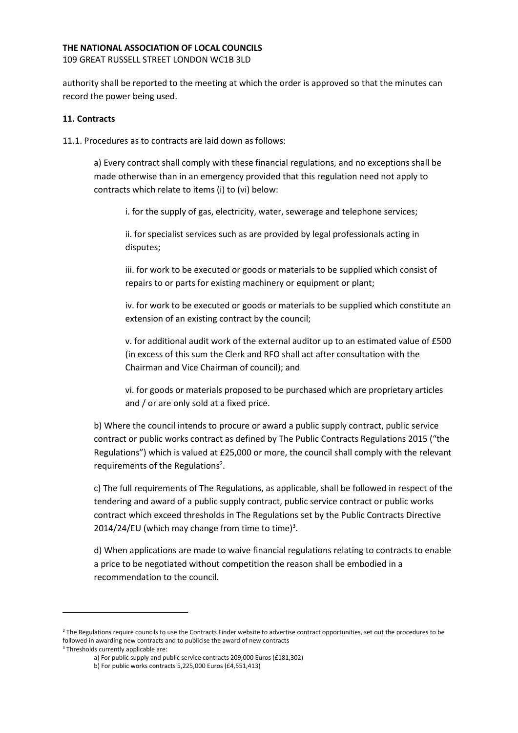authority shall be reported to the meeting at which the order is approved so that the minutes can record the power being used.

## 11. Contracts

11.1. Procedures as to contracts are laid down as follows:

a) Every contract shall comply with these financial regulations, and no exceptions shall be made otherwise than in an emergency provided that this regulation need not apply to contracts which relate to items (i) to (vi) below:

i. for the supply of gas, electricity, water, sewerage and telephone services;

ii. for specialist services such as are provided by legal professionals acting in disputes;

iii. for work to be executed or goods or materials to be supplied which consist of repairs to or parts for existing machinery or equipment or plant;

iv. for work to be executed or goods or materials to be supplied which constitute an extension of an existing contract by the council;

v. for additional audit work of the external auditor up to an estimated value of £500 (in excess of this sum the Clerk and RFO shall act after consultation with the Chairman and Vice Chairman of council); and

vi. for goods or materials proposed to be purchased which are proprietary articles and / or are only sold at a fixed price.

b) Where the council intends to procure or award a public supply contract, public service contract or public works contract as defined by The Public Contracts Regulations 2015 ("the Regulations") which is valued at £25,000 or more, the council shall comply with the relevant requirements of the Regulations[2].

c) The full requirements of The Regulations, as applicable, shall be followed in respect of the tendering and award of a public supply contract, public service contract or public works contract which exceed thresholds in The Regulations set by the Public Contracts Directive 2014/24/EU (which may change from time to time)[3].

d) When applications are made to waive financial regulations relating to contracts to enable a price to be negotiated without competition the reason shall be embodied in a recommendation to the council.

---

[2] The Regulations require councils to use the Contracts Finder website to advertise contract opportunities, set out the procedures to be followed in awarding new contracts and to publicise the award of new contracts

[3] Thresholds currently applicable are:

a) For public supply and public service contracts 209,000 Euros (£181,302)

b) For public works contracts 5,225,000 Euros (£4,551,413)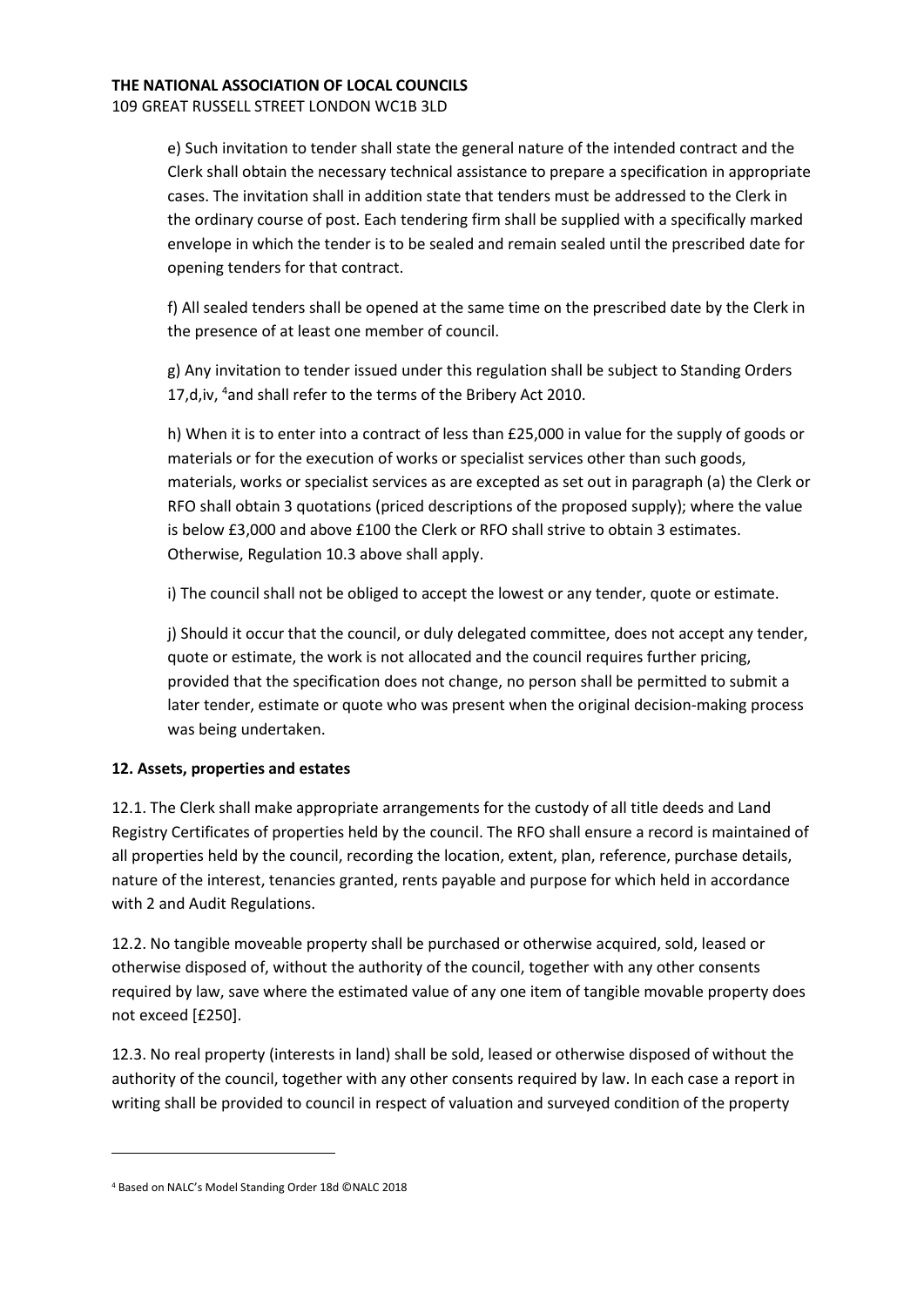e) Such invitation to tender shall state the general nature of the intended contract and the Clerk shall obtain the necessary technical assistance to prepare a specification in appropriate cases. The invitation shall in addition state that tenders must be addressed to the Clerk in the ordinary course of post. Each tendering firm shall be supplied with a specifically marked envelope in which the tender is to be sealed and remain sealed until the prescribed date for opening tenders for that contract.

f) All sealed tenders shall be opened at the same time on the prescribed date by the Clerk in the presence of at least one member of council.

g) Any invitation to tender issued under this regulation shall be subject to Standing Orders 17,d,iv, [4]and shall refer to the terms of the Bribery Act 2010.

h) When it is to enter into a contract of less than £25,000 in value for the supply of goods or materials or for the execution of works or specialist services other than such goods, materials, works or specialist services as are excepted as set out in paragraph (a) the Clerk or RFO shall obtain 3 quotations (priced descriptions of the proposed supply); where the value is below £3,000 and above £100 the Clerk or RFO shall strive to obtain 3 estimates. Otherwise, Regulation 10.3 above shall apply.

i) The council shall not be obliged to accept the lowest or any tender, quote or estimate.

j) Should it occur that the council, or duly delegated committee, does not accept any tender, quote or estimate, the work is not allocated and the council requires further pricing, provided that the specification does not change, no person shall be permitted to submit a later tender, estimate or quote who was present when the original decision-making process was being undertaken.

**12. Assets, properties and estates**

12.1. The Clerk shall make appropriate arrangements for the custody of all title deeds and Land Registry Certificates of properties held by the council. The RFO shall ensure a record is maintained of all properties held by the council, recording the location, extent, plan, reference, purchase details, nature of the interest, tenancies granted, rents payable and purpose for which held in accordance with 2 and Audit Regulations.

12.2. No tangible moveable property shall be purchased or otherwise acquired, sold, leased or otherwise disposed of, without the authority of the council, together with any other consents required by law, save where the estimated value of any one item of tangible movable property does not exceed [£250].

12.3. No real property (interests in land) shall be sold, leased or otherwise disposed of without the authority of the council, together with any other consents required by law. In each case a report in writing shall be provided to council in respect of valuation and surveyed condition of the property

---

[4] Based on NALC's Model Standing Order 18d ©NALC 2018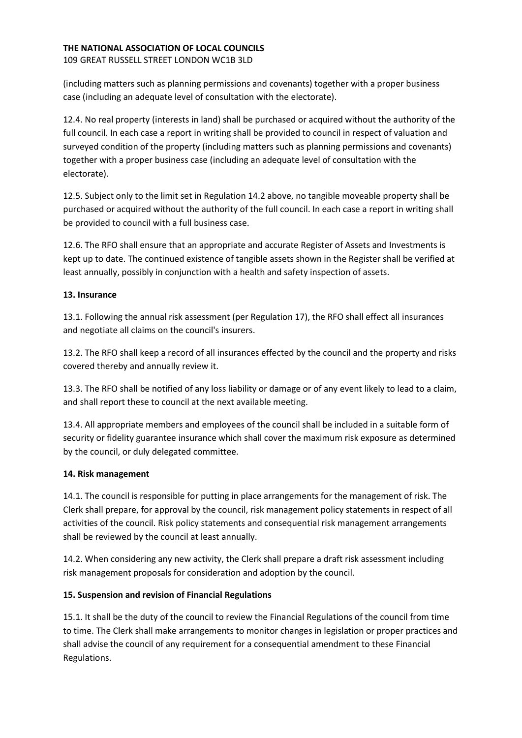(including matters such as planning permissions and covenants) together with a proper business case (including an adequate level of consultation with the electorate).

12.4. No real property (interests in land) shall be purchased or acquired without the authority of the full council. In each case a report in writing shall be provided to council in respect of valuation and surveyed condition of the property (including matters such as planning permissions and covenants) together with a proper business case (including an adequate level of consultation with the electorate).

12.5. Subject only to the limit set in Regulation 14.2 above, no tangible moveable property shall be purchased or acquired without the authority of the full council. In each case a report in writing shall be provided to council with a full business case.

12.6. The RFO shall ensure that an appropriate and accurate Register of Assets and Investments is kept up to date. The continued existence of tangible assets shown in the Register shall be verified at least annually, possibly in conjunction with a health and safety inspection of assets.

**13. Insurance**

13.1. Following the annual risk assessment (per Regulation 17), the RFO shall effect all insurances and negotiate all claims on the council's insurers.

13.2. The RFO shall keep a record of all insurances effected by the council and the property and risks covered thereby and annually review it.

13.3. The RFO shall be notified of any loss liability or damage or of any event likely to lead to a claim, and shall report these to council at the next available meeting.

13.4. All appropriate members and employees of the council shall be included in a suitable form of security or fidelity guarantee insurance which shall cover the maximum risk exposure as determined by the council, or duly delegated committee.

**14. Risk management**

14.1. The council is responsible for putting in place arrangements for the management of risk. The Clerk shall prepare, for approval by the council, risk management policy statements in respect of all activities of the council. Risk policy statements and consequential risk management arrangements shall be reviewed by the council at least annually.

14.2. When considering any new activity, the Clerk shall prepare a draft risk assessment including risk management proposals for consideration and adoption by the council.

**15. Suspension and revision of Financial Regulations**

15.1. It shall be the duty of the council to review the Financial Regulations of the council from time to time. The Clerk shall make arrangements to monitor changes in legislation or proper practices and shall advise the council of any requirement for a consequential amendment to these Financial Regulations.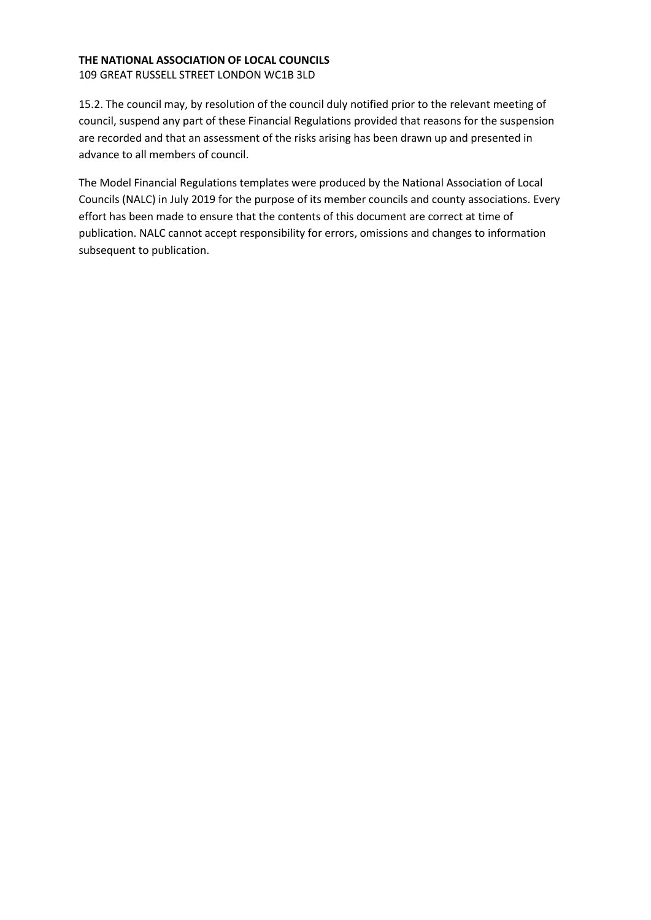15.2. The council may, by resolution of the council duly notified prior to the relevant meeting of council, suspend any part of these Financial Regulations provided that reasons for the suspension are recorded and that an assessment of the risks arising has been drawn up and presented in advance to all members of council.

The Model Financial Regulations templates were produced by the National Association of Local Councils (NALC) in July 2019 for the purpose of its member councils and county associations. Every effort has been made to ensure that the contents of this document are correct at time of publication. NALC cannot accept responsibility for errors, omissions and changes to information subsequent to publication.